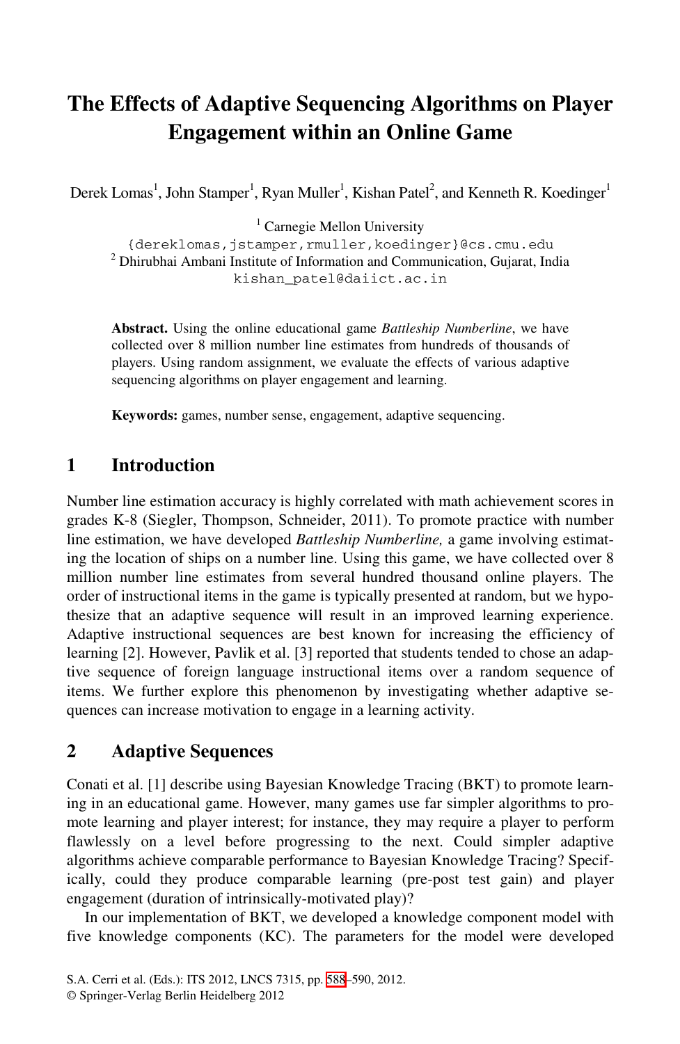# The Effects of Adaptive Sequencing Algorithms on Player Engagement within an Online Game

Derek Lomas[1], John Stamper[1], Ryan Muller[1], Kishan Patel[2], and Kenneth R. Koedinger[1]

[1] Carnegie Mellon University
{dereklomas,jstamper,rmuller,koedinger}@cs.cmu.edu
[2] Dhirubhai Ambani Institute of Information and Communication, Gujarat, India
kishan_patel@daiict.ac.in

**Abstract.** Using the online educational game *Battleship Numberline*, we have collected over 8 million number line estimates from hundreds of thousands of players. Using random assignment, we evaluate the effects of various adaptive sequencing algorithms on player engagement and learning.

**Keywords:** games, number sense, engagement, adaptive sequencing.

## 1 Introduction

Number line estimation accuracy is highly correlated with math achievement scores in grades K-8 (Siegler, Thompson, Schneider, 2011). To promote practice with number line estimation, we have developed *Battleship Numberline,* a game involving estimating the location of ships on a number line. Using this game, we have collected over 8 million number line estimates from several hundred thousand online players. The order of instructional items in the game is typically presented at random, but we hypothesize that an adaptive sequence will result in an improved learning experience. Adaptive instructional sequences are best known for increasing the efficiency of learning [2]. However, Pavlik et al. [3] reported that students tended to chose an adaptive sequence of foreign language instructional items over a random sequence of items. We further explore this phenomenon by investigating whether adaptive sequences can increase motivation to engage in a learning activity.

## 2 Adaptive Sequences

Conati et al. [1] describe using Bayesian Knowledge Tracing (BKT) to promote learning in an educational game. However, many games use far simpler algorithms to promote learning and player interest; for instance, they may require a player to perform flawlessly on a level before progressing to the next. Could simpler adaptive algorithms achieve comparable performance to Bayesian Knowledge Tracing? Specifically, could they produce comparable learning (pre-post test gain) and player engagement (duration of intrinsically-motivated play)?

In our implementation of BKT, we developed a knowledge component model with five knowledge components (KC). The parameters for the model were developed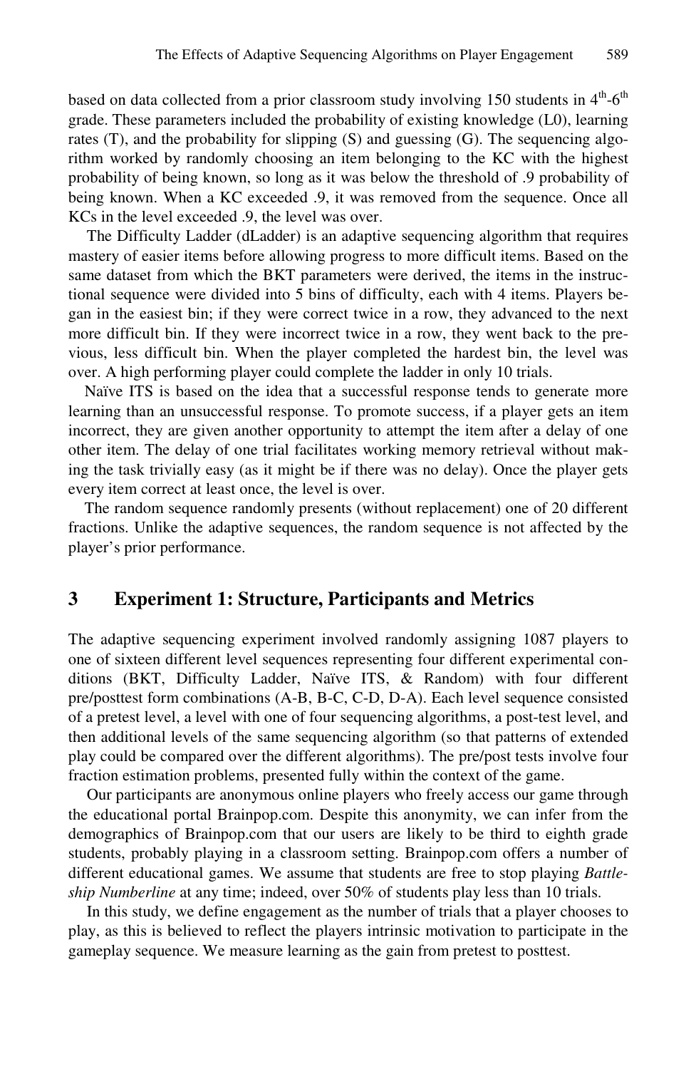based on data collected from a prior classroom study involving 150 students in 4[th]-6[th] grade. These parameters included the probability of existing knowledge (L0), learning rates (T), and the probability for slipping (S) and guessing (G). The sequencing algorithm worked by randomly choosing an item belonging to the KC with the highest probability of being known, so long as it was below the threshold of .9 probability of being known. When a KC exceeded .9, it was removed from the sequence. Once all KCs in the level exceeded .9, the level was over.

The Difficulty Ladder (dLadder) is an adaptive sequencing algorithm that requires mastery of easier items before allowing progress to more difficult items. Based on the same dataset from which the BKT parameters were derived, the items in the instructional sequence were divided into 5 bins of difficulty, each with 4 items. Players began in the easiest bin; if they were correct twice in a row, they advanced to the next more difficult bin. If they were incorrect twice in a row, they went back to the previous, less difficult bin. When the player completed the hardest bin, the level was over. A high performing player could complete the ladder in only 10 trials.

Naïve ITS is based on the idea that a successful response tends to generate more learning than an unsuccessful response. To promote success, if a player gets an item incorrect, they are given another opportunity to attempt the item after a delay of one other item. The delay of one trial facilitates working memory retrieval without making the task trivially easy (as it might be if there was no delay). Once the player gets every item correct at least once, the level is over.

The random sequence randomly presents (without replacement) one of 20 different fractions. Unlike the adaptive sequences, the random sequence is not affected by the player's prior performance.

## 3 Experiment 1: Structure, Participants and Metrics

The adaptive sequencing experiment involved randomly assigning 1087 players to one of sixteen different level sequences representing four different experimental conditions (BKT, Difficulty Ladder, Naïve ITS, & Random) with four different pre/posttest form combinations (A-B, B-C, C-D, D-A). Each level sequence consisted of a pretest level, a level with one of four sequencing algorithms, a post-test level, and then additional levels of the same sequencing algorithm (so that patterns of extended play could be compared over the different algorithms). The pre/post tests involve four fraction estimation problems, presented fully within the context of the game.

Our participants are anonymous online players who freely access our game through the educational portal Brainpop.com. Despite this anonymity, we can infer from the demographics of Brainpop.com that our users are likely to be third to eighth grade students, probably playing in a classroom setting. Brainpop.com offers a number of different educational games. We assume that students are free to stop playing *Battleship Numberline* at any time; indeed, over 50% of students play less than 10 trials.

In this study, we define engagement as the number of trials that a player chooses to play, as this is believed to reflect the players intrinsic motivation to participate in the gameplay sequence. We measure learning as the gain from pretest to posttest.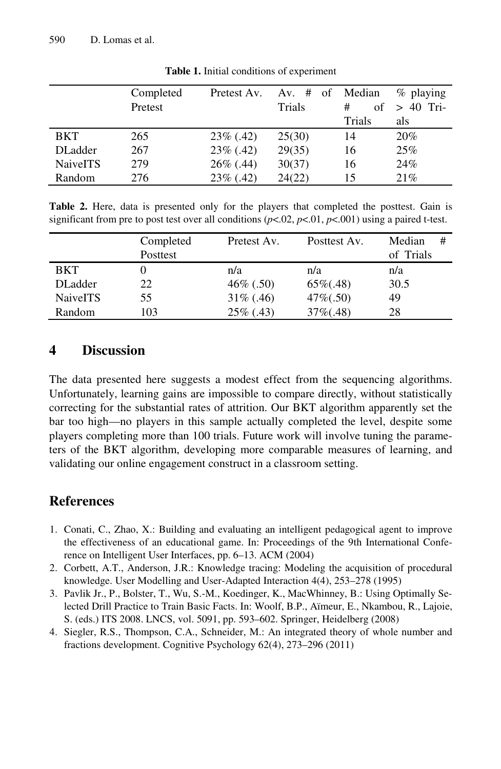**Table 1.** Initial conditions of experiment

| | Completed Pretest | Pretest Av. | Av. # of Trials | Median # of Trials | % playing > 40 Trials |
|---|---|---|---|---|---|
| BKT | 265 | 23% (.42) | 25(30) | 14 | 20% |
| DLadder | 267 | 23% (.42) | 29(35) | 16 | 25% |
| NaiveITS | 279 | 26% (.44) | 30(37) | 16 | 24% |
| Random | 276 | 23% (.42) | 24(22) | 15 | 21% |

**Table 2.** Here, data is presented only for the players that completed the posttest. Gain is significant from pre to post test over all conditions ($p$<.02, $p$<.01, $p$<.001) using a paired t-test.

| | Completed Posttest | Pretest Av. | Posttest Av. | Median # of Trials |
|---|---|---|---|---|
| BKT | 0 | n/a | n/a | n/a |
| DLadder | 22 | 46% (.50) | 65%(.48) | 30.5 |
| NaiveITS | 55 | 31% (.46) | 47%(.50) | 49 |
| Random | 103 | 25% (.43) | 37%(.48) | 28 |

## 4 Discussion

The data presented here suggests a modest effect from the sequencing algorithms. Unfortunately, learning gains are impossible to compare directly, without statistically correcting for the substantial rates of attrition. Our BKT algorithm apparently set the bar too high—no players in this sample actually completed the level, despite some players completing more than 100 trials. Future work will involve tuning the parameters of the BKT algorithm, developing more comparable measures of learning, and validating our online engagement construct in a classroom setting.

## References

1. Conati, C., Zhao, X.: Building and evaluating an intelligent pedagogical agent to improve the effectiveness of an educational game. In: Proceedings of the 9th International Conference on Intelligent User Interfaces, pp. 6–13. ACM (2004)
2. Corbett, A.T., Anderson, J.R.: Knowledge tracing: Modeling the acquisition of procedural knowledge. User Modelling and User-Adapted Interaction 4(4), 253–278 (1995)
3. Pavlik Jr., P., Bolster, T., Wu, S.-M., Koedinger, K., MacWhinney, B.: Using Optimally Selected Drill Practice to Train Basic Facts. In: Woolf, B.P., Aïmeur, E., Nkambou, R., Lajoie, S. (eds.) ITS 2008. LNCS, vol. 5091, pp. 593–602. Springer, Heidelberg (2008)
4. Siegler, R.S., Thompson, C.A., Schneider, M.: An integrated theory of whole number and fractions development. Cognitive Psychology 62(4), 273–296 (2011)